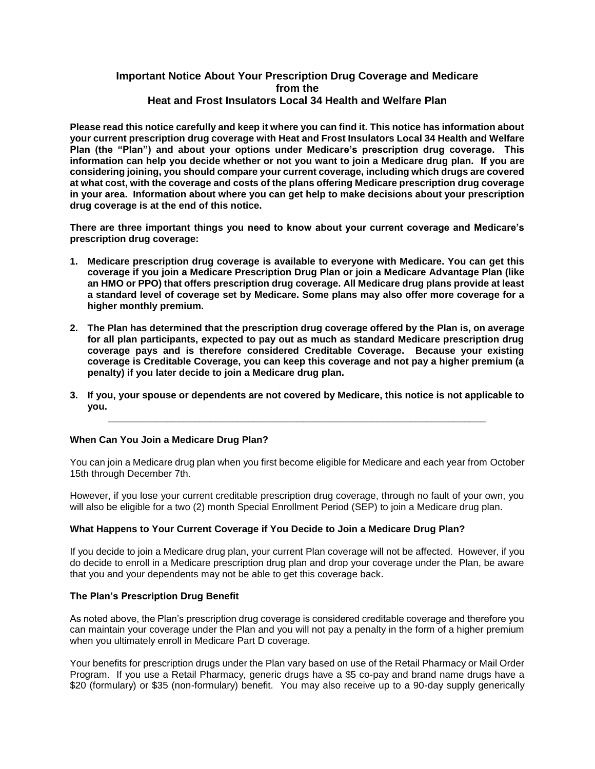# Important Notice About Your Prescription Drug Coverage and Medicare from the Heat and Frost Insulators Local 34 Health and Welfare Plan

**Please read this notice carefully and keep it where you can find it. This notice has information about your current prescription drug coverage with Heat and Frost Insulators Local 34 Health and Welfare Plan (the "Plan") and about your options under Medicare's prescription drug coverage. This information can help you decide whether or not you want to join a Medicare drug plan. If you are considering joining, you should compare your current coverage, including which drugs are covered at what cost, with the coverage and costs of the plans offering Medicare prescription drug coverage in your area. Information about where you can get help to make decisions about your prescription drug coverage is at the end of this notice.**

**There are three important things you need to know about your current coverage and Medicare's prescription drug coverage:**

1. **Medicare prescription drug coverage is available to everyone with Medicare. You can get this coverage if you join a Medicare Prescription Drug Plan or join a Medicare Advantage Plan (like an HMO or PPO) that offers prescription drug coverage. All Medicare drug plans provide at least a standard level of coverage set by Medicare. Some plans may also offer more coverage for a higher monthly premium.**

2. **The Plan has determined that the prescription drug coverage offered by the Plan is, on average for all plan participants, expected to pay out as much as standard Medicare prescription drug coverage pays and is therefore considered Creditable Coverage. Because your existing coverage is Creditable Coverage, you can keep this coverage and not pay a higher premium (a penalty) if you later decide to join a Medicare drug plan.**

3. **If you, your spouse or dependents are not covered by Medicare, this notice is not applicable to you.**

---

### When Can You Join a Medicare Drug Plan?

You can join a Medicare drug plan when you first become eligible for Medicare and each year from October 15th through December 7th.

However, if you lose your current creditable prescription drug coverage, through no fault of your own, you will also be eligible for a two (2) month Special Enrollment Period (SEP) to join a Medicare drug plan.

### What Happens to Your Current Coverage if You Decide to Join a Medicare Drug Plan?

If you decide to join a Medicare drug plan, your current Plan coverage will not be affected. However, if you do decide to enroll in a Medicare prescription drug plan and drop your coverage under the Plan, be aware that you and your dependents may not be able to get this coverage back.

### The Plan's Prescription Drug Benefit

As noted above, the Plan's prescription drug coverage is considered creditable coverage and therefore you can maintain your coverage under the Plan and you will not pay a penalty in the form of a higher premium when you ultimately enroll in Medicare Part D coverage.

Your benefits for prescription drugs under the Plan vary based on use of the Retail Pharmacy or Mail Order Program. If you use a Retail Pharmacy, generic drugs have a $5 co-pay and brand name drugs have a $20 (formulary) or $35 (non-formulary) benefit. You may also receive up to a 90-day supply generically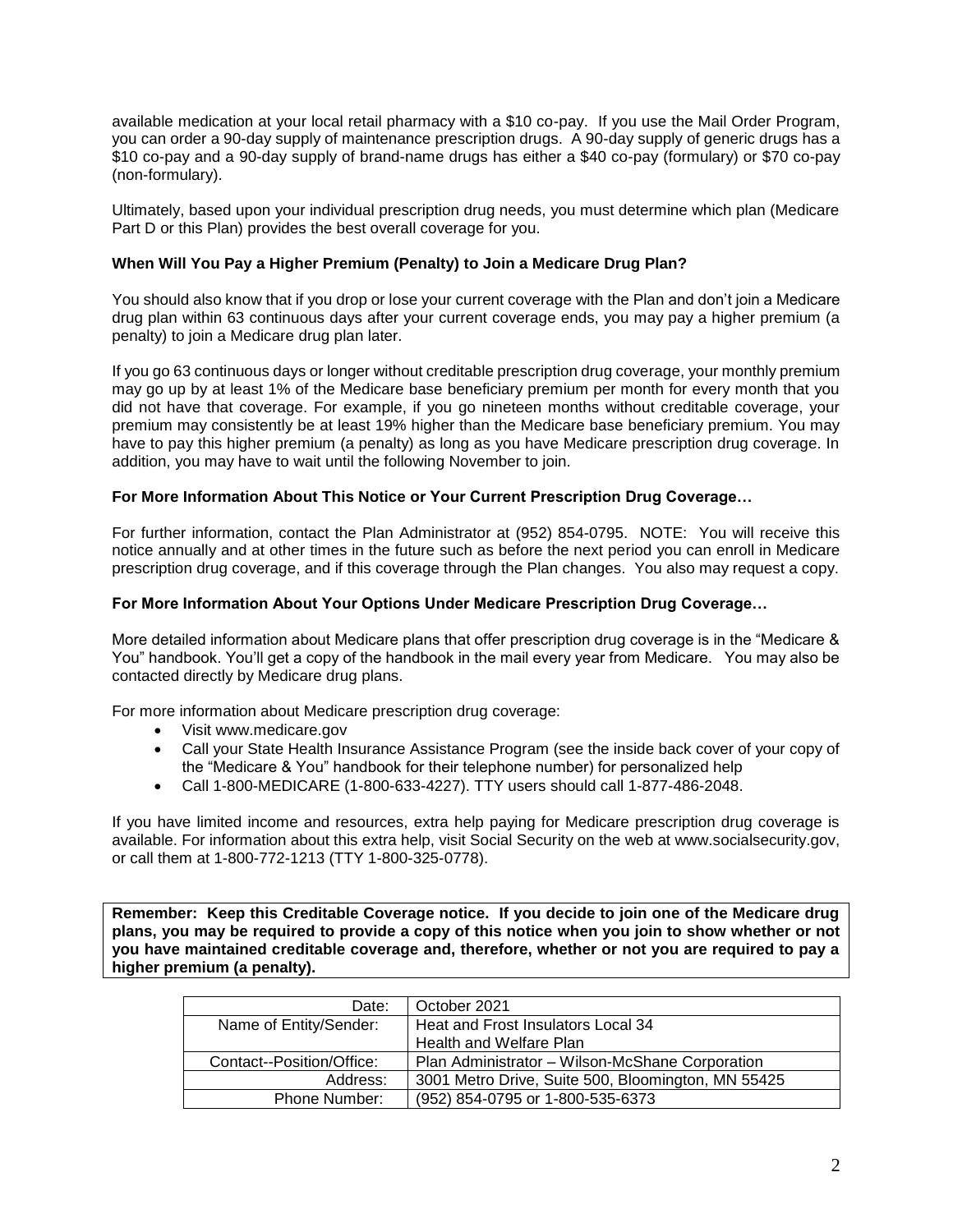available medication at your local retail pharmacy with a $10 co-pay. If you use the Mail Order Program, you can order a 90-day supply of maintenance prescription drugs. A 90-day supply of generic drugs has a $10 co-pay and a 90-day supply of brand-name drugs has either a $40 co-pay (formulary) or $70 co-pay (non-formulary).

Ultimately, based upon your individual prescription drug needs, you must determine which plan (Medicare Part D or this Plan) provides the best overall coverage for you.

**When Will You Pay a Higher Premium (Penalty) to Join a Medicare Drug Plan?**

You should also know that if you drop or lose your current coverage with the Plan and don't join a Medicare drug plan within 63 continuous days after your current coverage ends, you may pay a higher premium (a penalty) to join a Medicare drug plan later.

If you go 63 continuous days or longer without creditable prescription drug coverage, your monthly premium may go up by at least 1% of the Medicare base beneficiary premium per month for every month that you did not have that coverage. For example, if you go nineteen months without creditable coverage, your premium may consistently be at least 19% higher than the Medicare base beneficiary premium. You may have to pay this higher premium (a penalty) as long as you have Medicare prescription drug coverage. In addition, you may have to wait until the following November to join.

**For More Information About This Notice or Your Current Prescription Drug Coverage…**

For further information, contact the Plan Administrator at (952) 854-0795. NOTE: You will receive this notice annually and at other times in the future such as before the next period you can enroll in Medicare prescription drug coverage, and if this coverage through the Plan changes. You also may request a copy.

**For More Information About Your Options Under Medicare Prescription Drug Coverage…**

More detailed information about Medicare plans that offer prescription drug coverage is in the "Medicare & You" handbook. You'll get a copy of the handbook in the mail every year from Medicare. You may also be contacted directly by Medicare drug plans.

For more information about Medicare prescription drug coverage:

- Visit www.medicare.gov
- Call your State Health Insurance Assistance Program (see the inside back cover of your copy of the "Medicare & You" handbook for their telephone number) for personalized help
- Call 1-800-MEDICARE (1-800-633-4227). TTY users should call 1-877-486-2048.

If you have limited income and resources, extra help paying for Medicare prescription drug coverage is available. For information about this extra help, visit Social Security on the web at www.socialsecurity.gov, or call them at 1-800-772-1213 (TTY 1-800-325-0778).

**Remember: Keep this Creditable Coverage notice. If you decide to join one of the Medicare drug plans, you may be required to provide a copy of this notice when you join to show whether or not you have maintained creditable coverage and, therefore, whether or not you are required to pay a higher premium (a penalty).**

| | |
|---|---|
| Date: | October 2021 |
| Name of Entity/Sender: | Heat and Frost Insulators Local 34 Health and Welfare Plan |
| Contact--Position/Office: | Plan Administrator – Wilson-McShane Corporation |
| Address: | 3001 Metro Drive, Suite 500, Bloomington, MN 55425 |
| Phone Number: | (952) 854-0795 or 1-800-535-6373 |